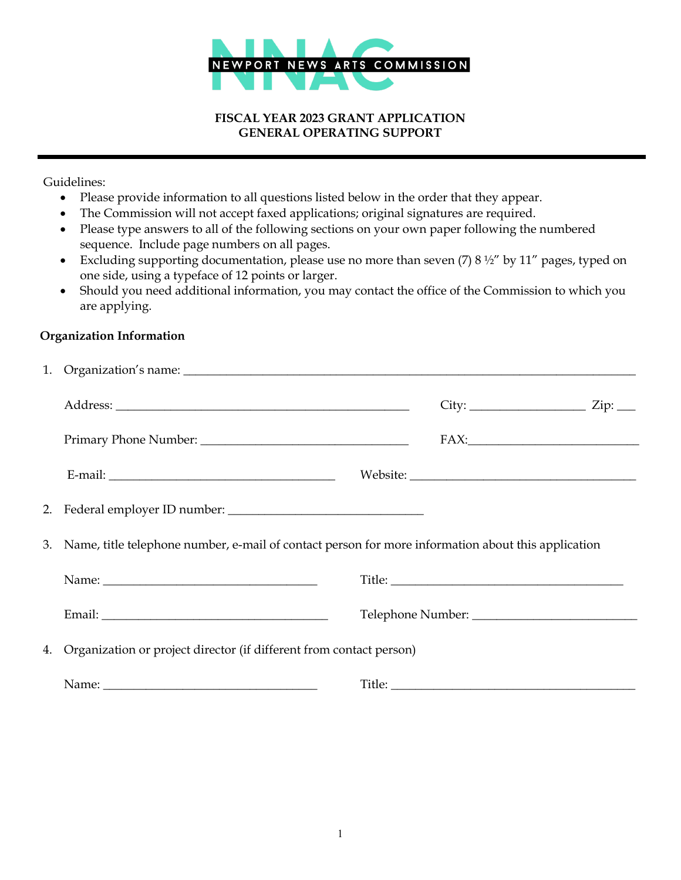NEWPORT NEWS ARTS COMMISSION

**FISCAL YEAR 2023 GRANT APPLICATION**
**GENERAL OPERATING SUPPORT**

---

Guidelines:

- Please provide information to all questions listed below in the order that they appear.
- The Commission will not accept faxed applications; original signatures are required.
- Please type answers to all of the following sections on your own paper following the numbered sequence. Include page numbers on all pages.
- Excluding supporting documentation, please use no more than seven (7) 8 ½" by 11" pages, typed on one side, using a typeface of 12 points or larger.
- Should you need additional information, you may contact the office of the Commission to which you are applying.

**Organization Information**

1. Organization's name: ______________________________________________

   Address: ______________________________ City: ____________ Zip: ___

   Primary Phone Number: ____________________ FAX: ________________

   E-mail: ______________________ Website: ______________________

2. Federal employer ID number: ____________________

3. Name, title telephone number, e-mail of contact person for more information about this application

   Name: ______________________ Title: ______________________

   Email: ______________________ Telephone Number: ________________

4. Organization or project director (if different from contact person)

   Name: ______________________ Title: ______________________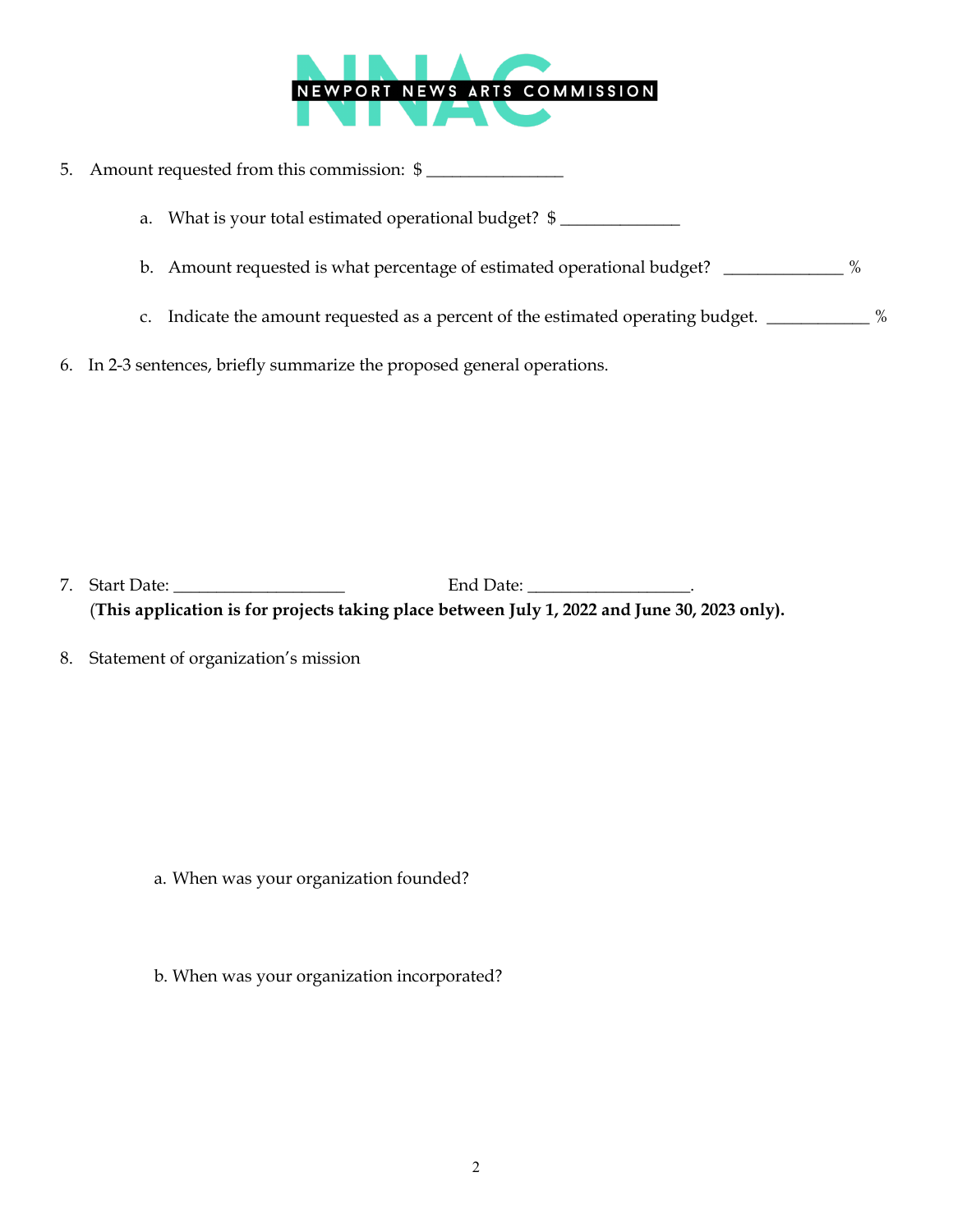5. Amount requested from this commission: $ _______________

   a. What is your total estimated operational budget? $ _____________

   b. Amount requested is what percentage of estimated operational budget? _____________ %

   c. Indicate the amount requested as a percent of the estimated operating budget. ___________ %

6. In 2-3 sentences, briefly summarize the proposed general operations.

7. Start Date: ___________________ End Date: __________________.
   **(This application is for projects taking place between July 1, 2022 and June 30, 2023 only).**

8. Statement of organization's mission

   a. When was your organization founded?

   b. When was your organization incorporated?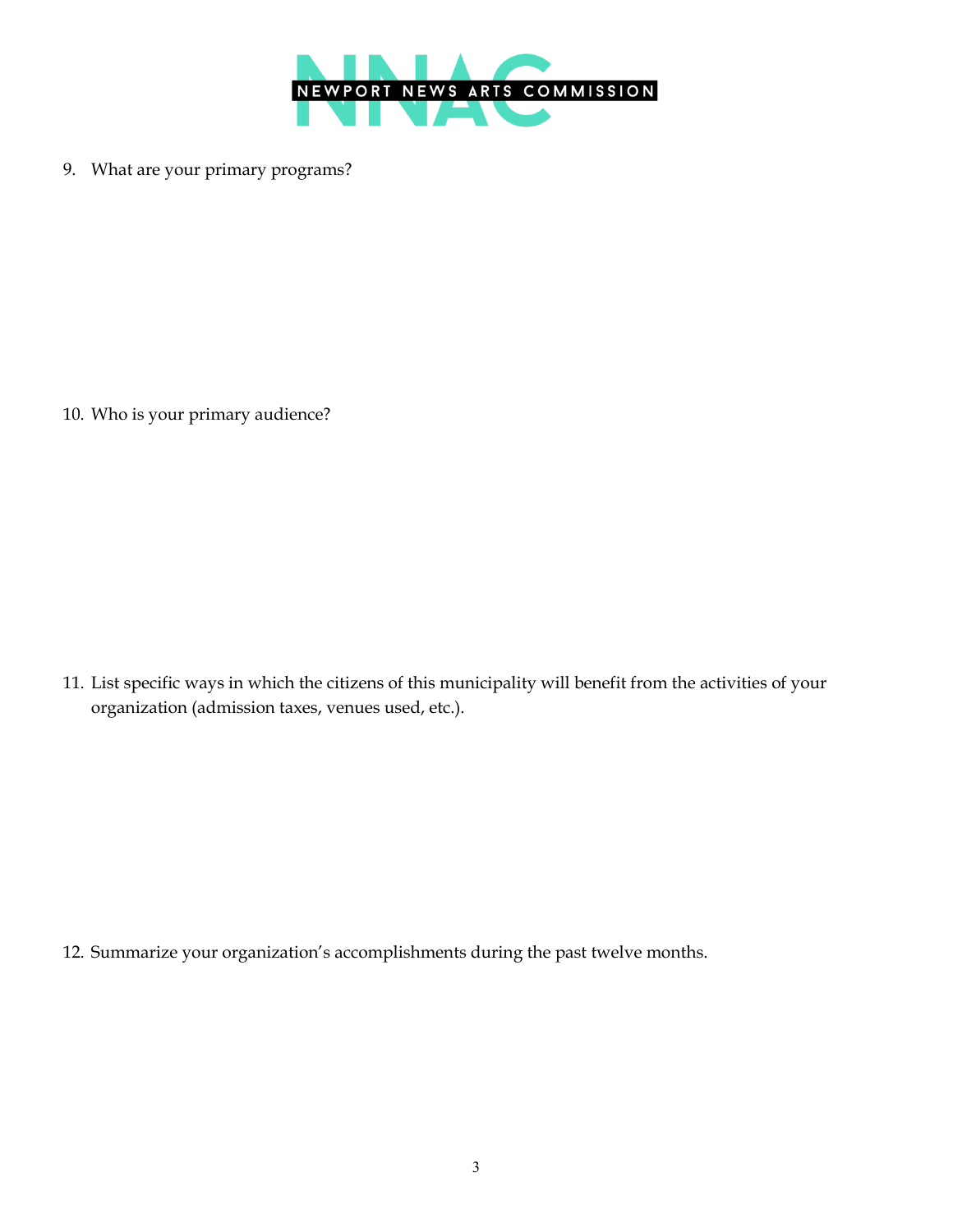9. What are your primary programs?

10. Who is your primary audience?

11. List specific ways in which the citizens of this municipality will benefit from the activities of your organization (admission taxes, venues used, etc.).

12. Summarize your organization's accomplishments during the past twelve months.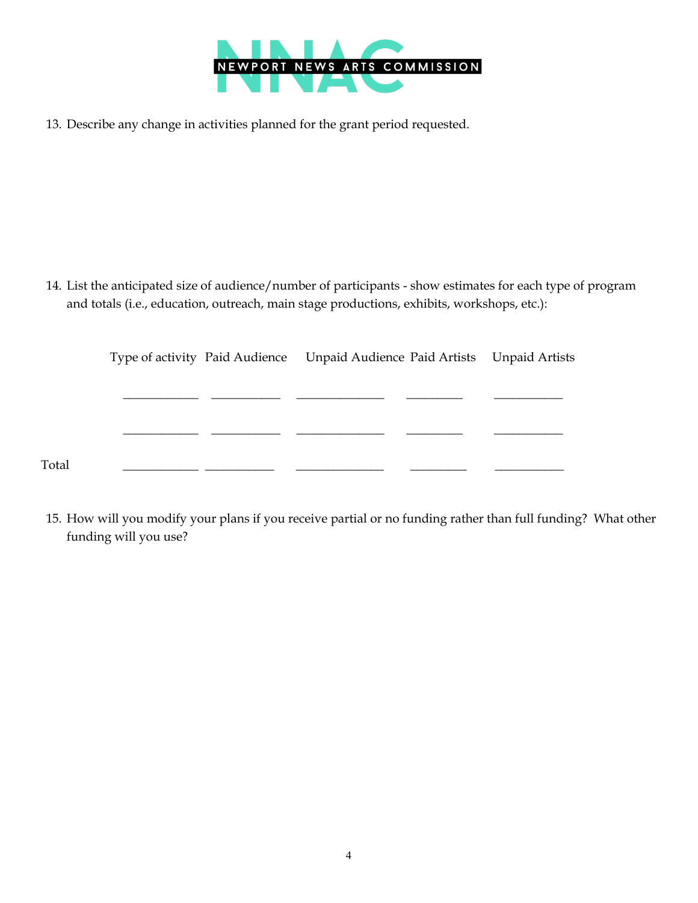13. Describe any change in activities planned for the grant period requested.

14. List the anticipated size of audience/number of participants - show estimates for each type of program and totals (i.e., education, outreach, main stage productions, exhibits, workshops, etc.):

| | Type of activity | Paid Audience | Unpaid Audience | Paid Artists | Unpaid Artists |
|---|---|---|---|---|---|
| | ____________ | ___________ | ______________ | _________ | ___________ |
| | ____________ | ___________ | ______________ | _________ | ___________ |
| Total | ____________ | ___________ | ______________ | _________ | ___________ |

15. How will you modify your plans if you receive partial or no funding rather than full funding? What other funding will you use?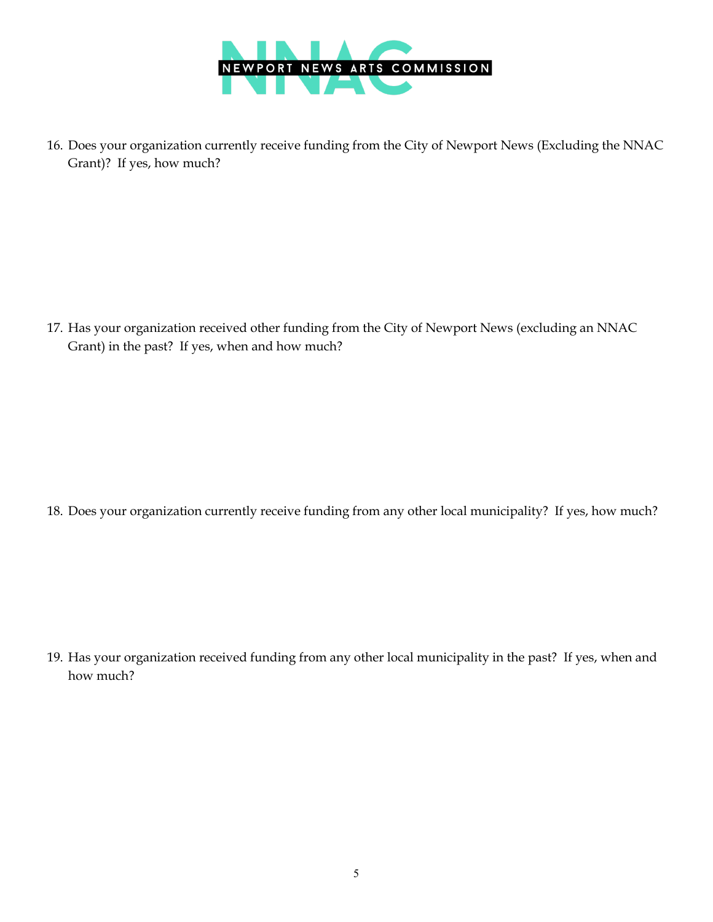16. Does your organization currently receive funding from the City of Newport News (Excluding the NNAC Grant)? If yes, how much?

17. Has your organization received other funding from the City of Newport News (excluding an NNAC Grant) in the past? If yes, when and how much?

18. Does your organization currently receive funding from any other local municipality? If yes, how much?

19. Has your organization received funding from any other local municipality in the past? If yes, when and how much?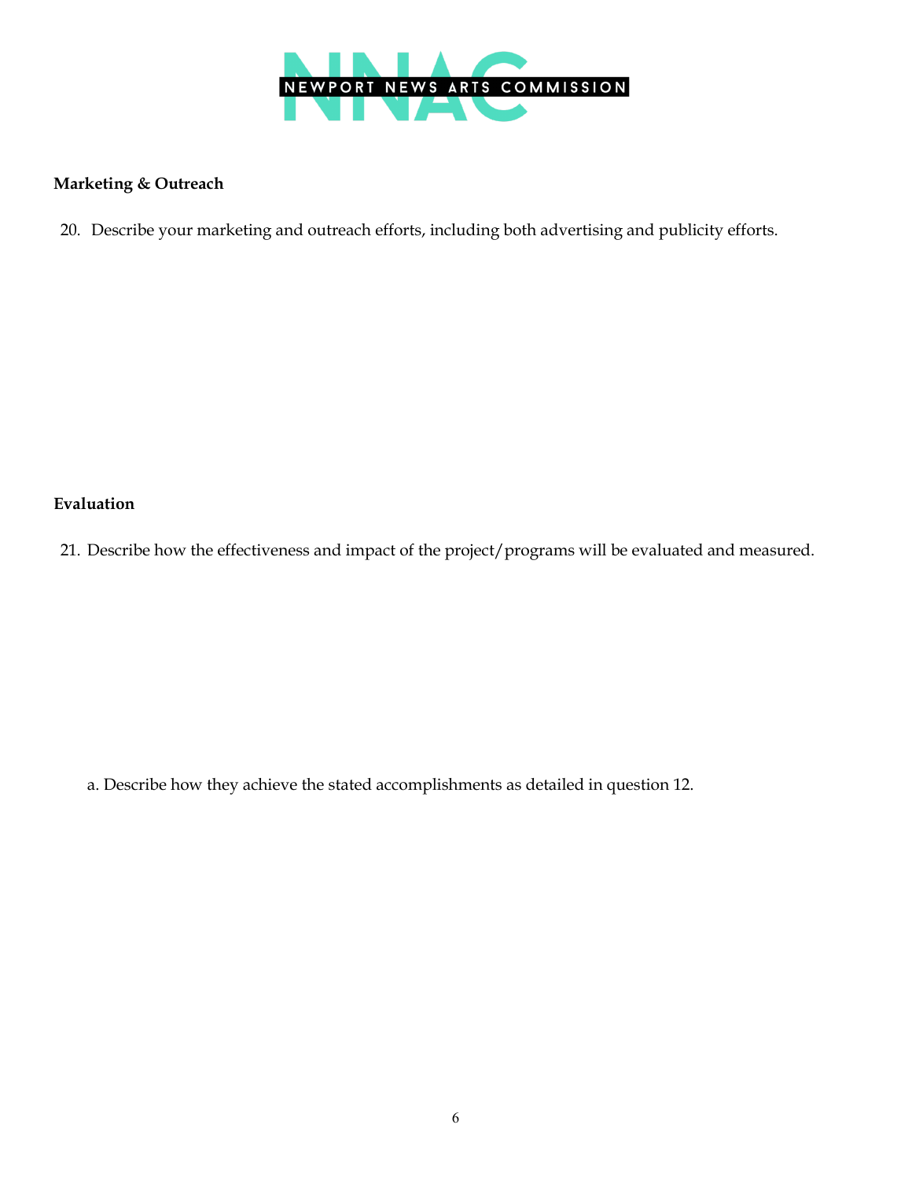**Marketing & Outreach**

20. Describe your marketing and outreach efforts, including both advertising and publicity efforts.

**Evaluation**

21. Describe how the effectiveness and impact of the project/programs will be evaluated and measured.

a. Describe how they achieve the stated accomplishments as detailed in question 12.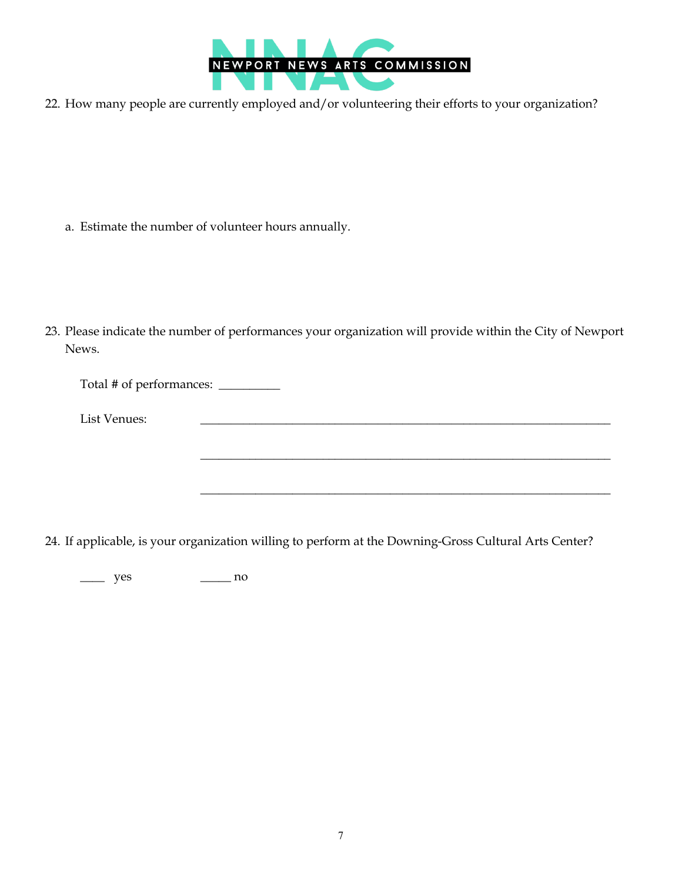22. How many people are currently employed and/or volunteering their efforts to your organization?

    a. Estimate the number of volunteer hours annually.

23. Please indicate the number of performances your organization will provide within the City of Newport News.

    Total # of performances: __________

    List Venues: ______________________________________________________________________

    ______________________________________________________________________

    ______________________________________________________________________

24. If applicable, is your organization willing to perform at the Downing-Gross Cultural Arts Center?

    ____ yes ______ no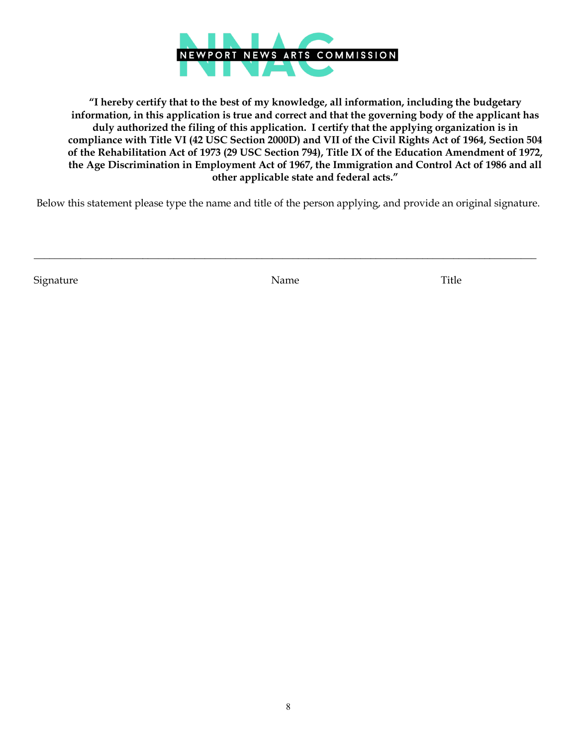NEWPORT NEWS ARTS COMMISSION

**"I hereby certify that to the best of my knowledge, all information, including the budgetary information, in this application is true and correct and that the governing body of the applicant has duly authorized the filing of this application. I certify that the applying organization is in compliance with Title VI (42 USC Section 2000D) and VII of the Civil Rights Act of 1964, Section 504 of the Rehabilitation Act of 1973 (29 USC Section 794), Title IX of the Education Amendment of 1972, the Age Discrimination in Employment Act of 1967, the Immigration and Control Act of 1986 and all other applicable state and federal acts."**

Below this statement please type the name and title of the person applying, and provide an original signature.

_______________________________________________________________________________

Signature                                        Name                                        Title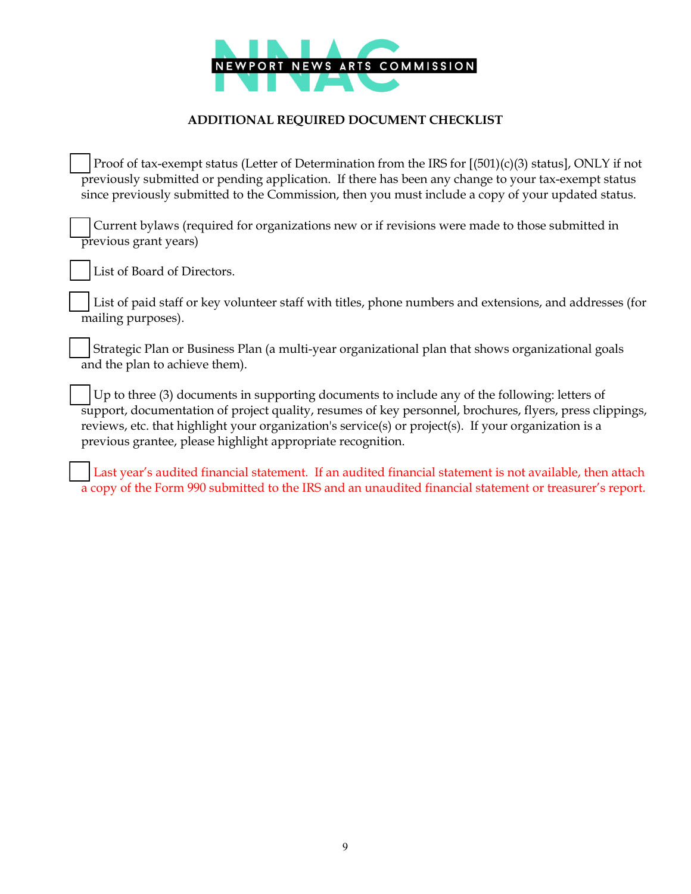NNAC NEWPORT NEWS ARTS COMMISSION

## ADDITIONAL REQUIRED DOCUMENT CHECKLIST

- [ ] Proof of tax-exempt status (Letter of Determination from the IRS for [(501)(c)(3) status], ONLY if not previously submitted or pending application. If there has been any change to your tax-exempt status since previously submitted to the Commission, then you must include a copy of your updated status.

- [ ] Current bylaws (required for organizations new or if revisions were made to those submitted in previous grant years)

- [ ] List of Board of Directors.

- [ ] List of paid staff or key volunteer staff with titles, phone numbers and extensions, and addresses (for mailing purposes).

- [ ] Strategic Plan or Business Plan (a multi-year organizational plan that shows organizational goals and the plan to achieve them).

- [ ] Up to three (3) documents in supporting documents to include any of the following: letters of support, documentation of project quality, resumes of key personnel, brochures, flyers, press clippings, reviews, etc. that highlight your organization's service(s) or project(s). If your organization is a previous grantee, please highlight appropriate recognition.

- [ ] Last year's audited financial statement. If an audited financial statement is not available, then attach a copy of the Form 990 submitted to the IRS and an unaudited financial statement or treasurer's report.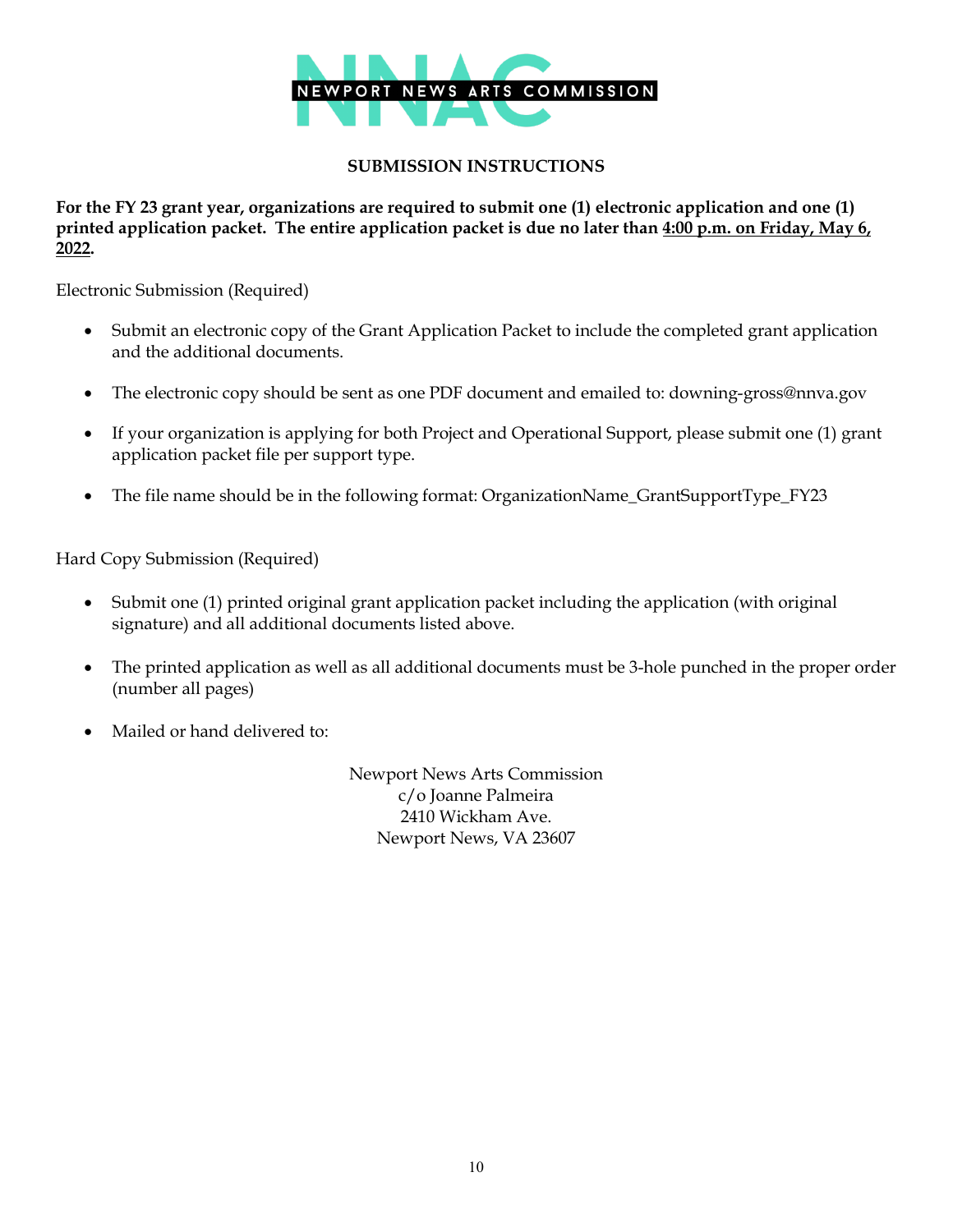NNAC NEWPORT NEWS ARTS COMMISSION

## SUBMISSION INSTRUCTIONS

**For the FY 23 grant year, organizations are required to submit one (1) electronic application and one (1) printed application packet. The entire application packet is due no later than <u>4:00 p.m. on Friday, May 6, 2022</u>.**

Electronic Submission (Required)

- Submit an electronic copy of the Grant Application Packet to include the completed grant application and the additional documents.
- The electronic copy should be sent as one PDF document and emailed to: downing-gross@nnva.gov
- If your organization is applying for both Project and Operational Support, please submit one (1) grant application packet file per support type.
- The file name should be in the following format: OrganizationName_GrantSupportType_FY23

Hard Copy Submission (Required)

- Submit one (1) printed original grant application packet including the application (with original signature) and all additional documents listed above.
- The printed application as well as all additional documents must be 3-hole punched in the proper order (number all pages)
- Mailed or hand delivered to:

Newport News Arts Commission
c/o Joanne Palmeira
2410 Wickham Ave.
Newport News, VA 23607